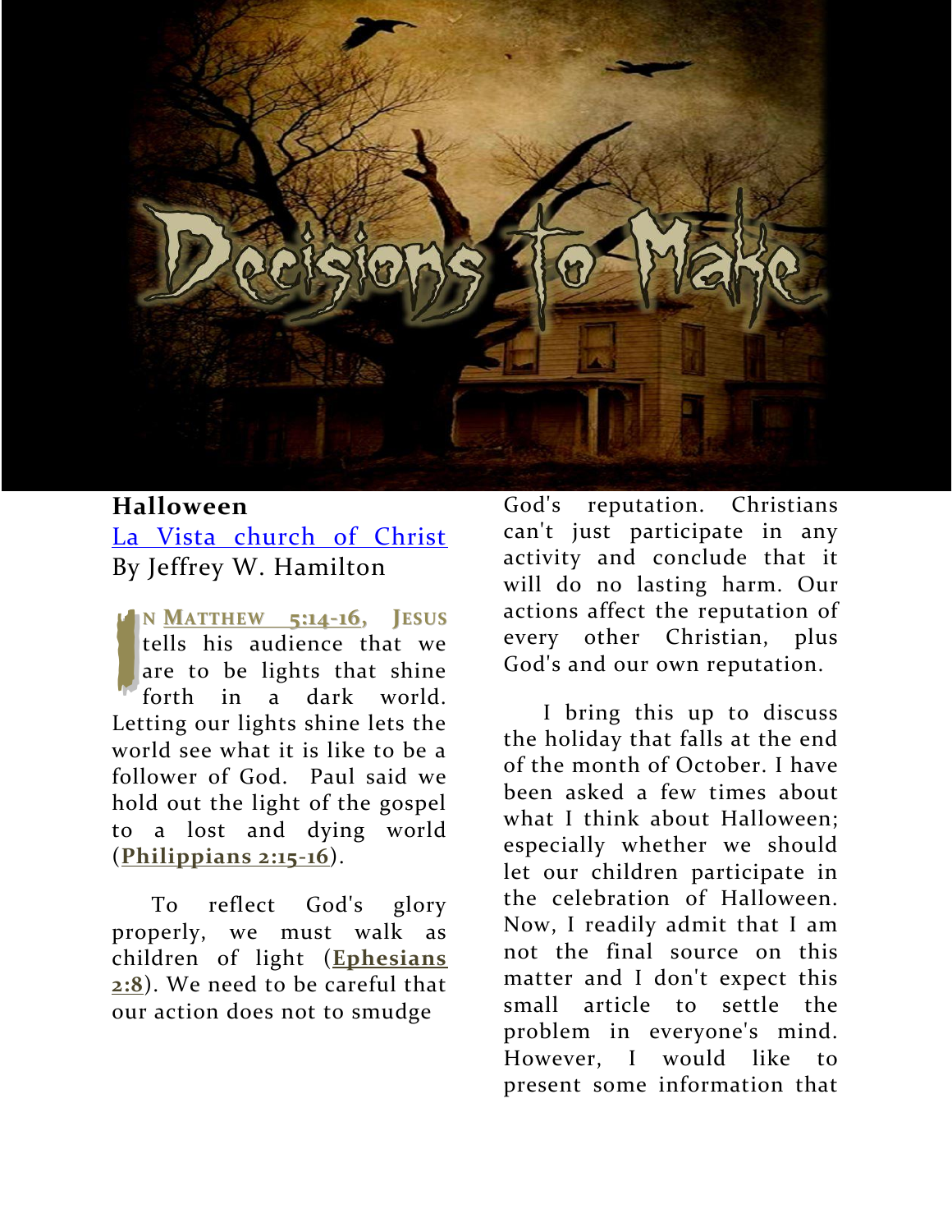# Halloween

La Vista church of Christ

By Jeffrey W. Hamilton

In Matthew 5:14-16, Jesus tells his audience that we are to be lights that shine forth in a dark world. Letting our lights shine lets the world see what it is like to be a follower of God. Paul said we hold out the light of the gospel to a lost and dying world (**Philippians 2:15-16**).

To reflect God's glory properly, we must walk as children of light (**Ephesians 2:8**). We need to be careful that our action does not to smudge God's reputation. Christians can't just participate in any activity and conclude that it will do no lasting harm. Our actions affect the reputation of every other Christian, plus God's and our own reputation.

I bring this up to discuss the holiday that falls at the end of the month of October. I have been asked a few times about what I think about Halloween; especially whether we should let our children participate in the celebration of Halloween. Now, I readily admit that I am not the final source on this matter and I don't expect this small article to settle the problem in everyone's mind. However, I would like to present some information that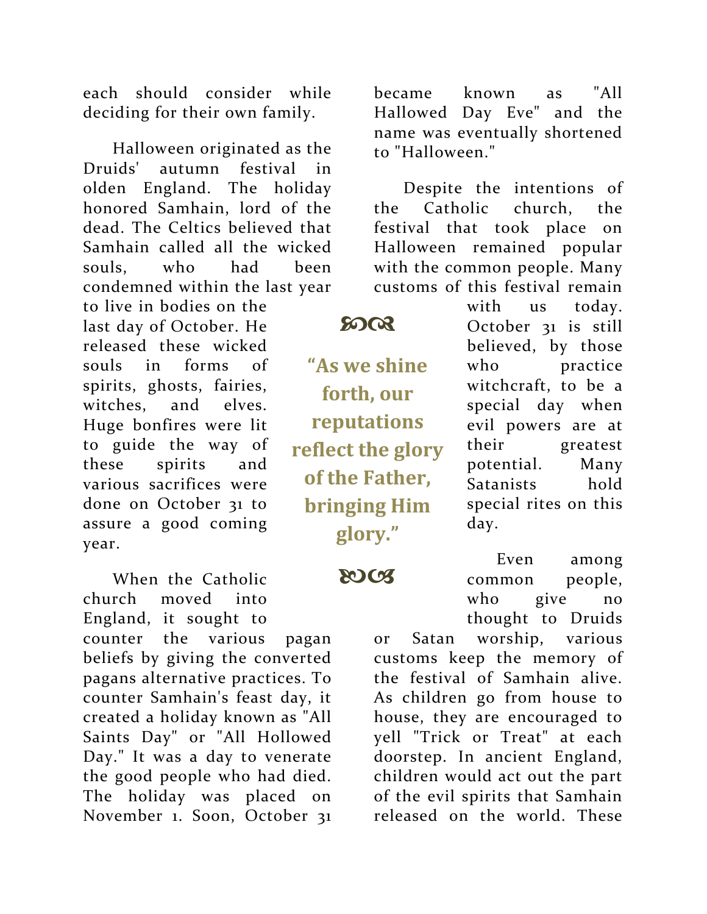each should consider while deciding for their own family.

Halloween originated as the Druids' autumn festival in olden England. The holiday honored Samhain, lord of the dead. The Celtics believed that Samhain called all the wicked souls, who had been condemned within the last year to live in bodies on the last day of October. He released these wicked souls in forms of spirits, ghosts, fairies, witches, and elves. Huge bonfires were lit to guide the way of these spirits and various sacrifices were done on October 31 to assure a good coming year.

When the Catholic church moved into England, it sought to counter the various pagan beliefs by giving the converted pagans alternative practices. To counter Samhain's feast day, it created a holiday known as "All Saints Day" or "All Hollowed Day." It was a day to venerate the good people who had died. The holiday was placed on November 1. Soon, October 31 became known as "All Hallowed Day Eve" and the name was eventually shortened to "Halloween."

**"As we shine forth, our reputations reflect the glory of the Father, bringing Him glory."**

Despite the intentions of the Catholic church, the festival that took place on Halloween remained popular with the common people. Many customs of this festival remain with us today. October 31 is still believed, by those who practice witchcraft, to be a special day when evil powers are at their greatest potential. Many Satanists hold special rites on this day.

Even among common people, who give no thought to Druids or Satan worship, various customs keep the memory of the festival of Samhain alive. As children go from house to house, they are encouraged to yell "Trick or Treat" at each doorstep. In ancient England, children would act out the part of the evil spirits that Samhain released on the world. These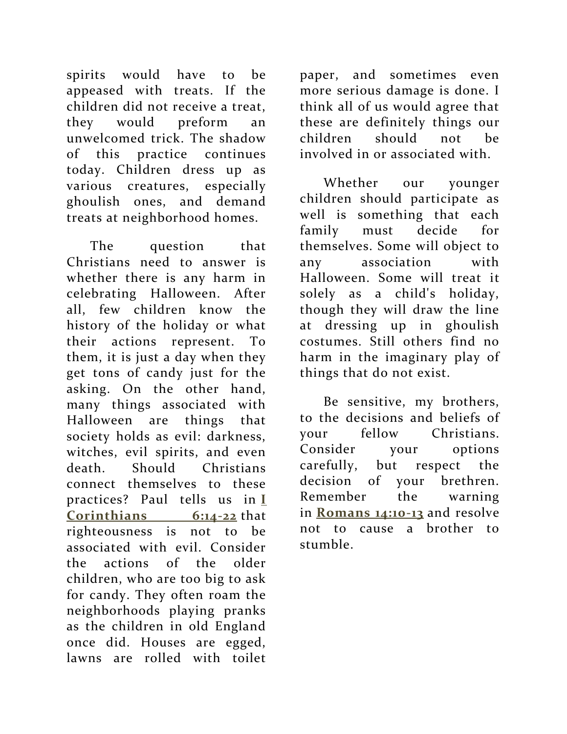spirits would have to be appeased with treats. If the children did not receive a treat, they would preform an unwelcomed trick. The shadow of this practice continues today. Children dress up as various creatures, especially ghoulish ones, and demand treats at neighborhood homes.

The question that Christians need to answer is whether there is any harm in celebrating Halloween. After all, few children know the history of the holiday or what their actions represent. To them, it is just a day when they get tons of candy just for the asking. On the other hand, many things associated with Halloween are things that society holds as evil: darkness, witches, evil spirits, and even death. Should Christians connect themselves to these practices? Paul tells us in **I Corinthians 6:14-22** that righteousness is not to be associated with evil. Consider the actions of the older children, who are too big to ask for candy. They often roam the neighborhoods playing pranks as the children in old England once did. Houses are egged, lawns are rolled with toilet paper, and sometimes even more serious damage is done. I think all of us would agree that these are definitely things our children should not be involved in or associated with.

Whether our younger children should participate as well is something that each family must decide for themselves. Some will object to any association with Halloween. Some will treat it solely as a child's holiday, though they will draw the line at dressing up in ghoulish costumes. Still others find no harm in the imaginary play of things that do not exist.

Be sensitive, my brothers, to the decisions and beliefs of your fellow Christians. Consider your options carefully, but respect the decision of your brethren. Remember the warning in **Romans 14:10-13** and resolve not to cause a brother to stumble.